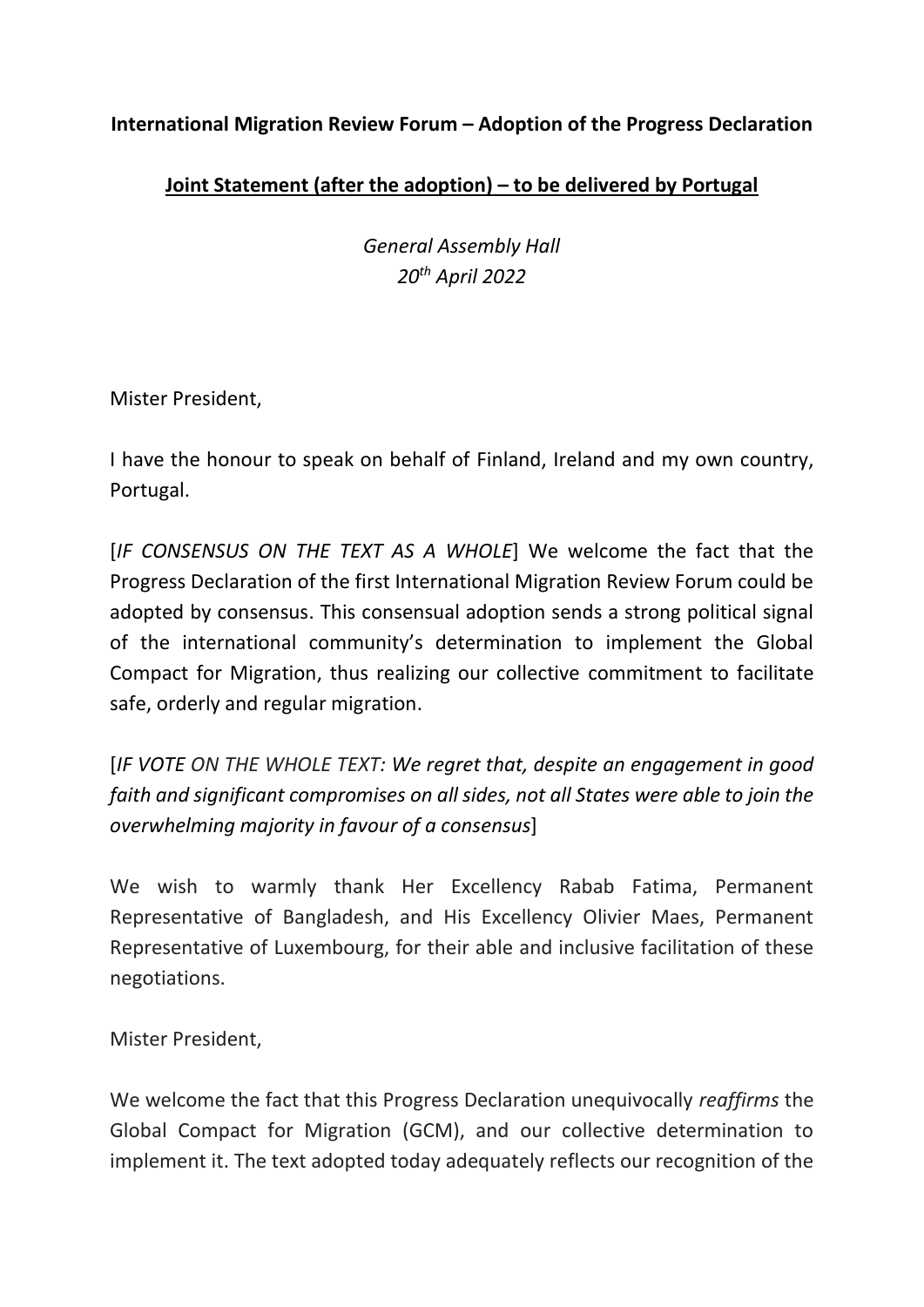**International Migration Review Forum – Adoption of the Progress Declaration**

**Joint Statement (after the adoption) – to be delivered by Portugal**

*General Assembly Hall*
*20th April 2022*

Mister President,

I have the honour to speak on behalf of Finland, Ireland and my own country, Portugal.

[*IF CONSENSUS ON THE TEXT AS A WHOLE*] We welcome the fact that the Progress Declaration of the first International Migration Review Forum could be adopted by consensus. This consensual adoption sends a strong political signal of the international community's determination to implement the Global Compact for Migration, thus realizing our collective commitment to facilitate safe, orderly and regular migration.

[*IF VOTE ON THE WHOLE TEXT: We regret that, despite an engagement in good faith and significant compromises on all sides, not all States were able to join the overwhelming majority in favour of a consensus*]

We wish to warmly thank Her Excellency Rabab Fatima, Permanent Representative of Bangladesh, and His Excellency Olivier Maes, Permanent Representative of Luxembourg, for their able and inclusive facilitation of these negotiations.

Mister President,

We welcome the fact that this Progress Declaration unequivocally *reaffirms* the Global Compact for Migration (GCM), and our collective determination to implement it. The text adopted today adequately reflects our recognition of the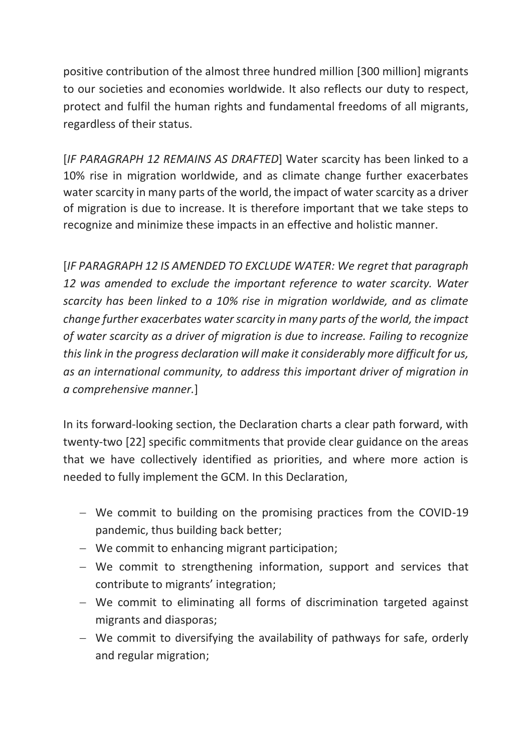positive contribution of the almost three hundred million [300 million] migrants to our societies and economies worldwide. It also reflects our duty to respect, protect and fulfil the human rights and fundamental freedoms of all migrants, regardless of their status.

[*IF PARAGRAPH 12 REMAINS AS DRAFTED*] Water scarcity has been linked to a 10% rise in migration worldwide, and as climate change further exacerbates water scarcity in many parts of the world, the impact of water scarcity as a driver of migration is due to increase. It is therefore important that we take steps to recognize and minimize these impacts in an effective and holistic manner.

[*IF PARAGRAPH 12 IS AMENDED TO EXCLUDE WATER: We regret that paragraph 12 was amended to exclude the important reference to water scarcity. Water scarcity has been linked to a 10% rise in migration worldwide, and as climate change further exacerbates water scarcity in many parts of the world, the impact of water scarcity as a driver of migration is due to increase. Failing to recognize this link in the progress declaration will make it considerably more difficult for us, as an international community, to address this important driver of migration in a comprehensive manner.*]

In its forward-looking section, the Declaration charts a clear path forward, with twenty-two [22] specific commitments that provide clear guidance on the areas that we have collectively identified as priorities, and where more action is needed to fully implement the GCM. In this Declaration,

- We commit to building on the promising practices from the COVID-19 pandemic, thus building back better;
- We commit to enhancing migrant participation;
- We commit to strengthening information, support and services that contribute to migrants' integration;
- We commit to eliminating all forms of discrimination targeted against migrants and diasporas;
- We commit to diversifying the availability of pathways for safe, orderly and regular migration;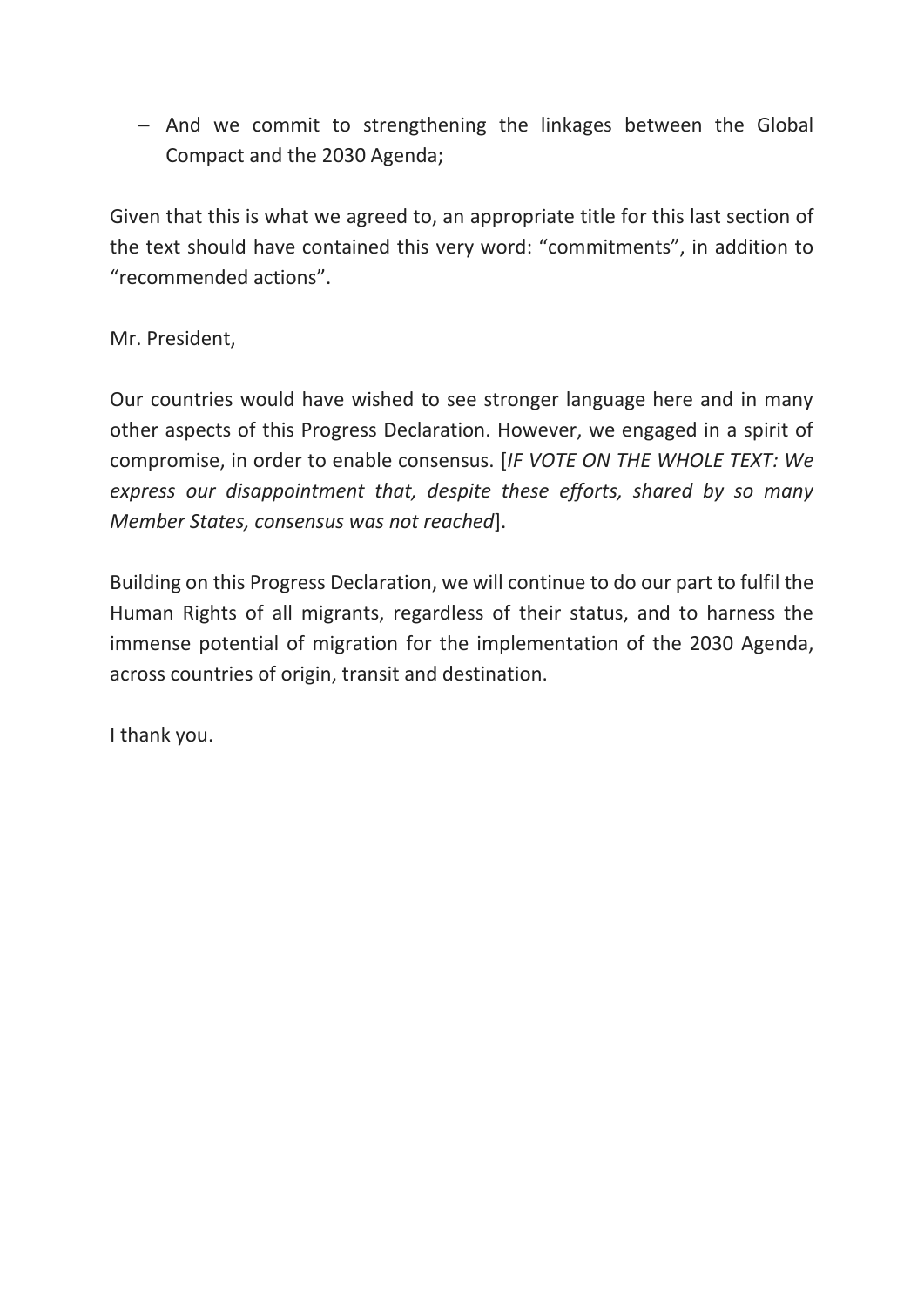- And we commit to strengthening the linkages between the Global Compact and the 2030 Agenda;

Given that this is what we agreed to, an appropriate title for this last section of the text should have contained this very word: "commitments", in addition to "recommended actions".

Mr. President,

Our countries would have wished to see stronger language here and in many other aspects of this Progress Declaration. However, we engaged in a spirit of compromise, in order to enable consensus. [*IF VOTE ON THE WHOLE TEXT: We express our disappointment that, despite these efforts, shared by so many Member States, consensus was not reached*].

Building on this Progress Declaration, we will continue to do our part to fulfil the Human Rights of all migrants, regardless of their status, and to harness the immense potential of migration for the implementation of the 2030 Agenda, across countries of origin, transit and destination.

I thank you.